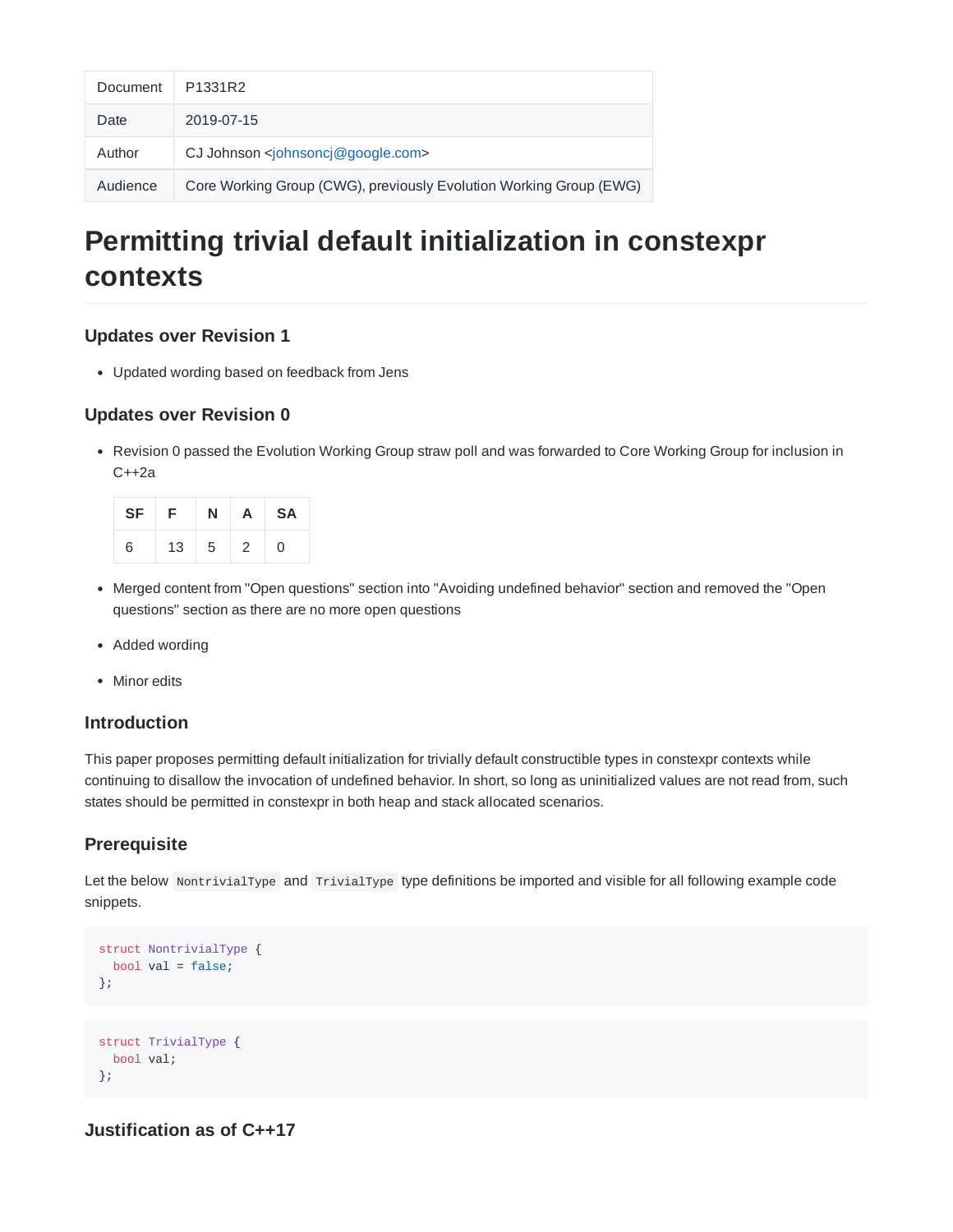| Document | P1331R2 |
| --- | --- |
| Date | 2019-07-15 |
| Author | CJ Johnson <johnsoncj@google.com> |
| Audience | Core Working Group (CWG), previously Evolution Working Group (EWG) |

# Permitting trivial default initialization in constexpr contexts

### Updates over Revision 1

- Updated wording based on feedback from Jens

### Updates over Revision 0

- Revision 0 passed the Evolution Working Group straw poll and was forwarded to Core Working Group for inclusion in C++2a

| SF | F | N | A | SA |
| --- | --- | --- | --- | --- |
| 6 | 13 | 5 | 2 | 0 |

- Merged content from "Open questions" section into "Avoiding undefined behavior" section and removed the "Open questions" section as there are no more open questions
- Added wording
- Minor edits

### Introduction

This paper proposes permitting default initialization for trivially default constructible types in constexpr contexts while continuing to disallow the invocation of undefined behavior. In short, so long as uninitialized values are not read from, such states should be permitted in constexpr in both heap and stack allocated scenarios.

### Prerequisite

Let the below `NontrivialType` and `TrivialType` type definitions be imported and visible for all following example code snippets.

```
struct NontrivialType {
  bool val = false;
};
```

```
struct TrivialType {
  bool val;
};
```

### Justification as of C++17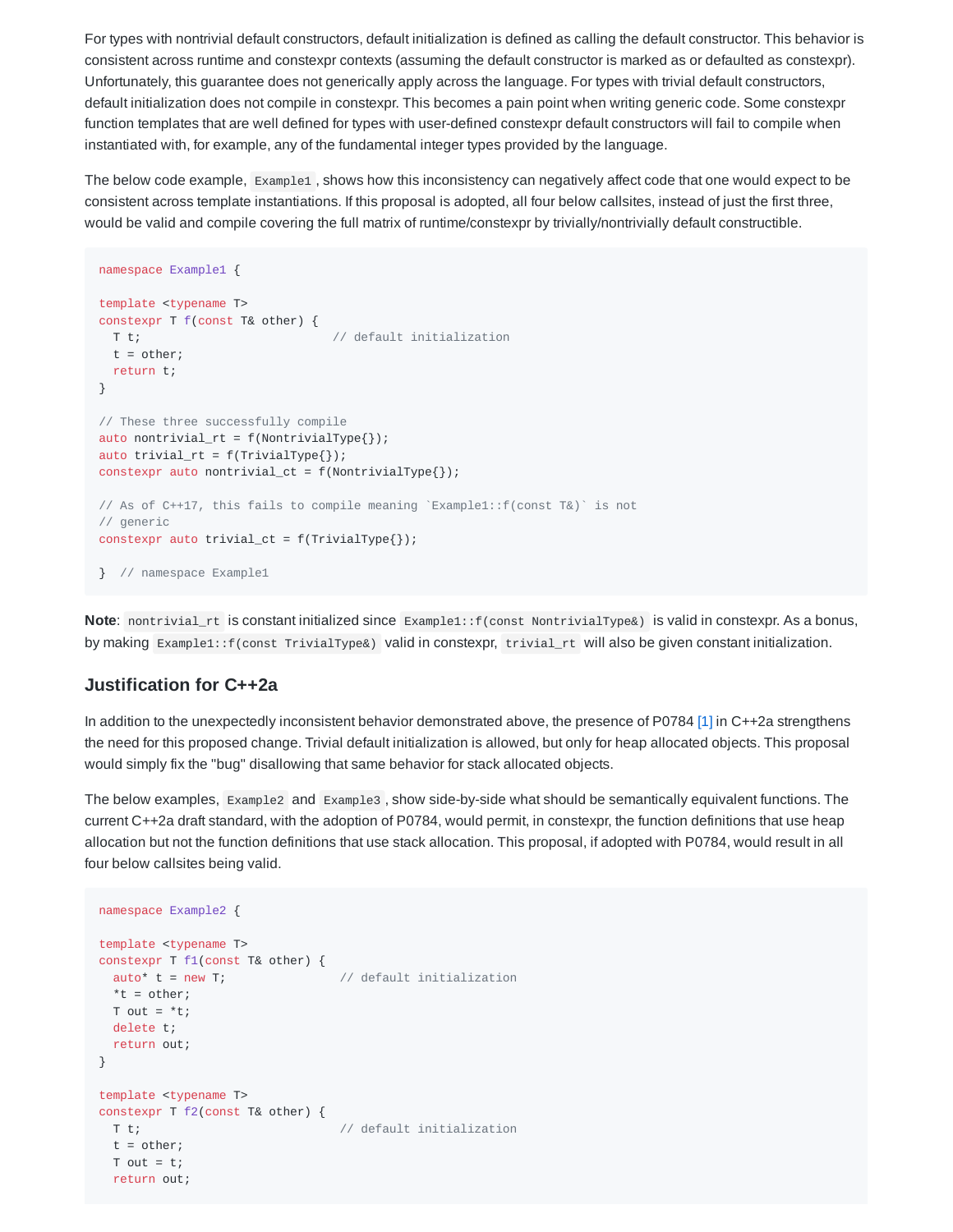For types with nontrivial default constructors, default initialization is defined as calling the default constructor. This behavior is consistent across runtime and constexpr contexts (assuming the default constructor is marked as or defaulted as constexpr). Unfortunately, this guarantee does not generically apply across the language. For types with trivial default constructors, default initialization does not compile in constexpr. This becomes a pain point when writing generic code. Some constexpr function templates that are well defined for types with user-defined constexpr default constructors will fail to compile when instantiated with, for example, any of the fundamental integer types provided by the language.

The below code example, `Example1`, shows how this inconsistency can negatively affect code that one would expect to be consistent across template instantiations. If this proposal is adopted, all four below callsites, instead of just the first three, would be valid and compile covering the full matrix of runtime/constexpr by trivially/nontrivially default constructible.

```
namespace Example1 {

template <typename T>
constexpr T f(const T& other) {
  T t;                          // default initialization
  t = other;
  return t;
}

// These three successfully compile
auto nontrivial_rt = f(NontrivialType{});
auto trivial_rt = f(TrivialType{});
constexpr auto nontrivial_ct = f(NontrivialType{});

// As of C++17, this fails to compile meaning `Example1::f(const T&)` is not
// generic
constexpr auto trivial_ct = f(TrivialType{});

}  // namespace Example1
```

**Note**: `nontrivial_rt` is constant initialized since `Example1::f(const NontrivialType&)` is valid in constexpr. As a bonus, by making `Example1::f(const TrivialType&)` valid in constexpr, `trivial_rt` will also be given constant initialization.

## Justification for C++2a

In addition to the unexpectedly inconsistent behavior demonstrated above, the presence of P0784 [1] in C++2a strengthens the need for this proposed change. Trivial default initialization is allowed, but only for heap allocated objects. This proposal would simply fix the "bug" disallowing that same behavior for stack allocated objects.

The below examples, `Example2` and `Example3`, show side-by-side what should be semantically equivalent functions. The current C++2a draft standard, with the adoption of P0784, would permit, in constexpr, the function definitions that use heap allocation but not the function definitions that use stack allocation. This proposal, if adopted with P0784, would result in all four below callsites being valid.

```
namespace Example2 {

template <typename T>
constexpr T f1(const T& other) {
  auto* t = new T;               // default initialization
  *t = other;
  T out = *t;
  delete t;
  return out;
}

template <typename T>
constexpr T f2(const T& other) {
  T t;                           // default initialization
  t = other;
  T out = t;
  return out;
```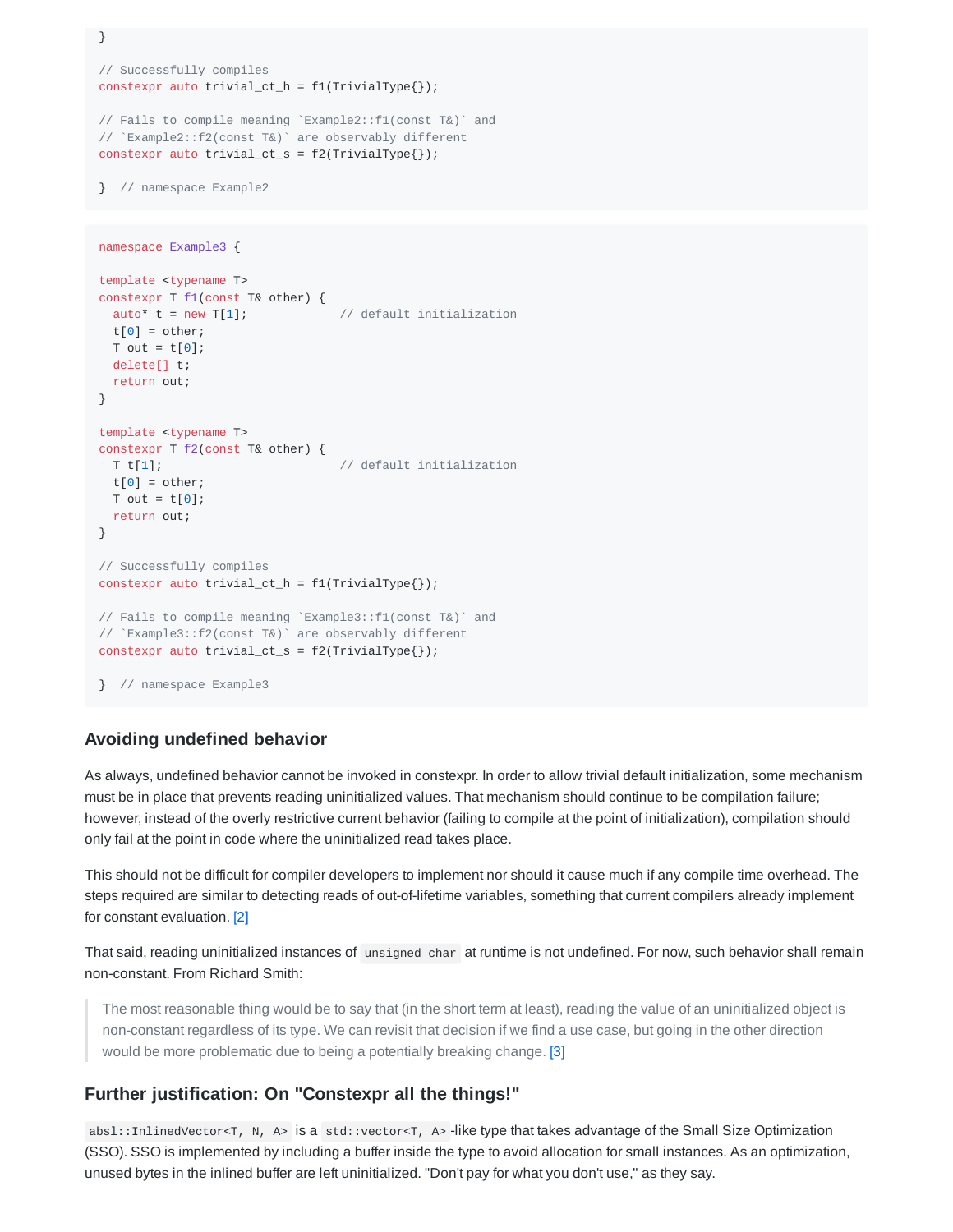```
}

// Successfully compiles
constexpr auto trivial_ct_h = f1(TrivialType{});

// Fails to compile meaning `Example2::f1(const T&)` and
// `Example2::f2(const T&)` are observably different
constexpr auto trivial_ct_s = f2(TrivialType{});

}  // namespace Example2
```

```
namespace Example3 {

template <typename T>
constexpr T f1(const T& other) {
  auto* t = new T[1];             // default initialization
  t[0] = other;
  T out = t[0];
  delete[] t;
  return out;
}

template <typename T>
constexpr T f2(const T& other) {
  T t[1];                         // default initialization
  t[0] = other;
  T out = t[0];
  return out;
}

// Successfully compiles
constexpr auto trivial_ct_h = f1(TrivialType{});

// Fails to compile meaning `Example3::f1(const T&)` and
// `Example3::f2(const T&)` are observably different
constexpr auto trivial_ct_s = f2(TrivialType{});

}  // namespace Example3
```

### Avoiding undefined behavior

As always, undefined behavior cannot be invoked in constexpr. In order to allow trivial default initialization, some mechanism must be in place that prevents reading uninitialized values. That mechanism should continue to be compilation failure; however, instead of the overly restrictive current behavior (failing to compile at the point of initialization), compilation should only fail at the point in code where the uninitialized read takes place.

This should not be difficult for compiler developers to implement nor should it cause much if any compile time overhead. The steps required are similar to detecting reads of out-of-lifetime variables, something that current compilers already implement for constant evaluation. [2]

That said, reading uninitialized instances of `unsigned char` at runtime is not undefined. For now, such behavior shall remain non-constant. From Richard Smith:

> The most reasonable thing would be to say that (in the short term at least), reading the value of an uninitialized object is non-constant regardless of its type. We can revisit that decision if we find a use case, but going in the other direction would be more problematic due to being a potentially breaking change. [3]

### Further justification: On "Constexpr all the things!"

`absl::InlinedVector<T, N, A>` is a `std::vector<T, A>`-like type that takes advantage of the Small Size Optimization (SSO). SSO is implemented by including a buffer inside the type to avoid allocation for small instances. As an optimization, unused bytes in the inlined buffer are left uninitialized. "Don't pay for what you don't use," as they say.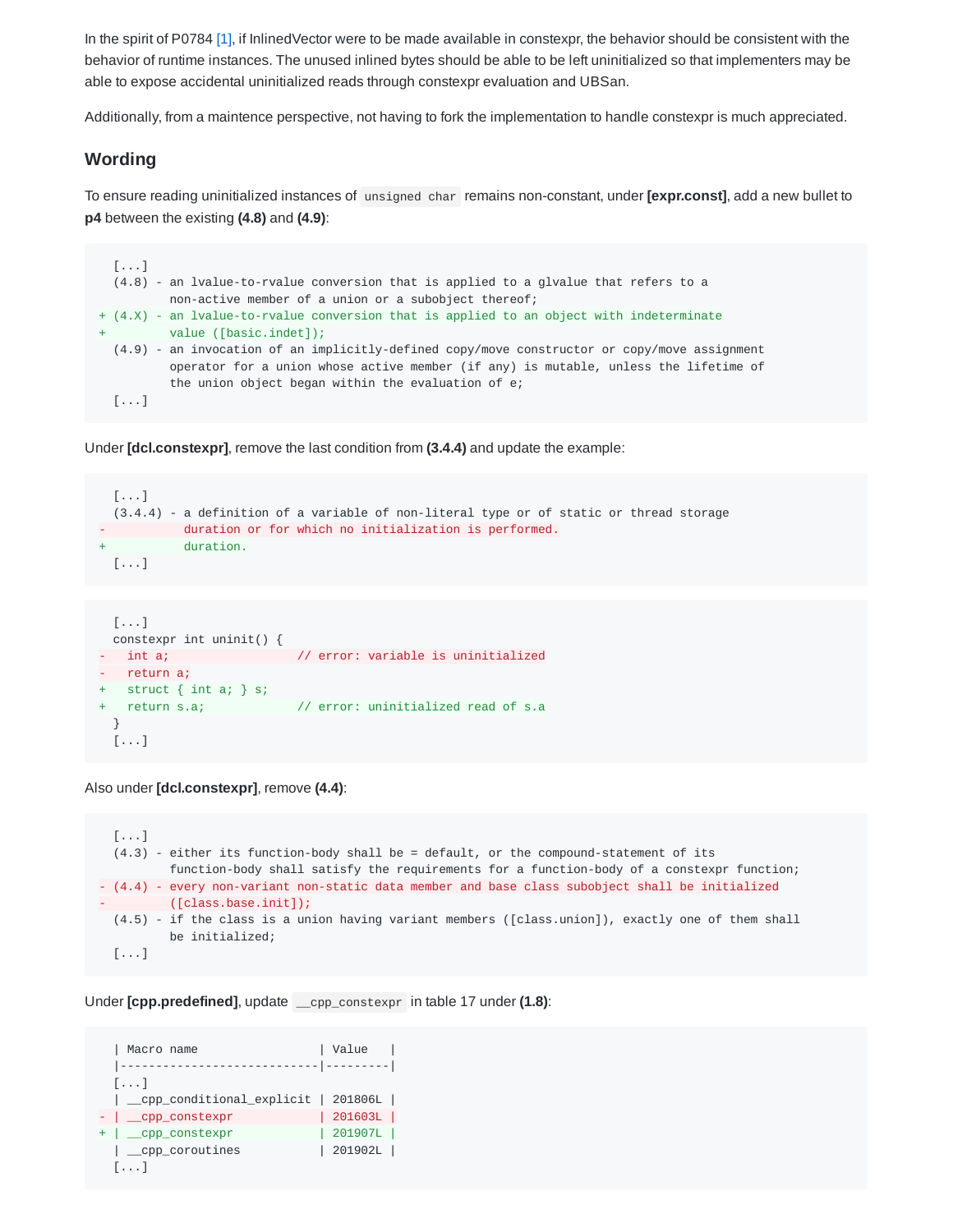In the spirit of P0784 [1], if InlinedVector were to be made available in constexpr, the behavior should be consistent with the behavior of runtime instances. The unused inlined bytes should be able to be left uninitialized so that implementers may be able to expose accidental uninitialized reads through constexpr evaluation and UBSan.

Additionally, from a maintence perspective, not having to fork the implementation to handle constexpr is much appreciated.

## Wording

To ensure reading uninitialized instances of `unsigned char` remains non-constant, under **[expr.const]**, add a new bullet to **p4** between the existing **(4.8)** and **(4.9)**:

```
  [...]
  (4.8) - an lvalue-to-rvalue conversion that is applied to a glvalue that refers to a
          non-active member of a union or a subobject thereof;
+ (4.X) - an lvalue-to-rvalue conversion that is applied to an object with indeterminate
+         value ([basic.indet]);
  (4.9) - an invocation of an implicitly-defined copy/move constructor or copy/move assignment
          operator for a union whose active member (if any) is mutable, unless the lifetime of
          the union object began within the evaluation of e;
  [...]
```

Under **[dcl.constexpr]**, remove the last condition from **(3.4.4)** and update the example:

```
  [...]
  (3.4.4) - a definition of a variable of non-literal type or of static or thread storage
-           duration or for which no initialization is performed.
+           duration.
  [...]
```

```
  [...]
  constexpr int uninit() {
-   int a;                  // error: variable is uninitialized
-   return a;
+   struct { int a; } s;
+   return s.a;             // error: uninitialized read of s.a
  }
  [...]
```

Also under **[dcl.constexpr]**, remove **(4.4)**:

```
  [...]
  (4.3) - either its function-body shall be = default, or the compound-statement of its
          function-body shall satisfy the requirements for a function-body of a constexpr function;
- (4.4) - every non-variant non-static data member and base class subobject shall be initialized
-         ([class.base.init]);
  (4.5) - if the class is a union having variant members ([class.union]), exactly one of them shall
          be initialized;
  [...]
```

Under **[cpp.predefined]**, update `__cpp_constexpr` in table 17 under **(1.8)**:

```
  | Macro name                 | Value   |
  |----------------------------|---------|
  [...]
  | __cpp_conditional_explicit | 201806L |
- | __cpp_constexpr            | 201603L |
+ | __cpp_constexpr            | 201907L |
  | __cpp_coroutines           | 201902L |
  [...]
```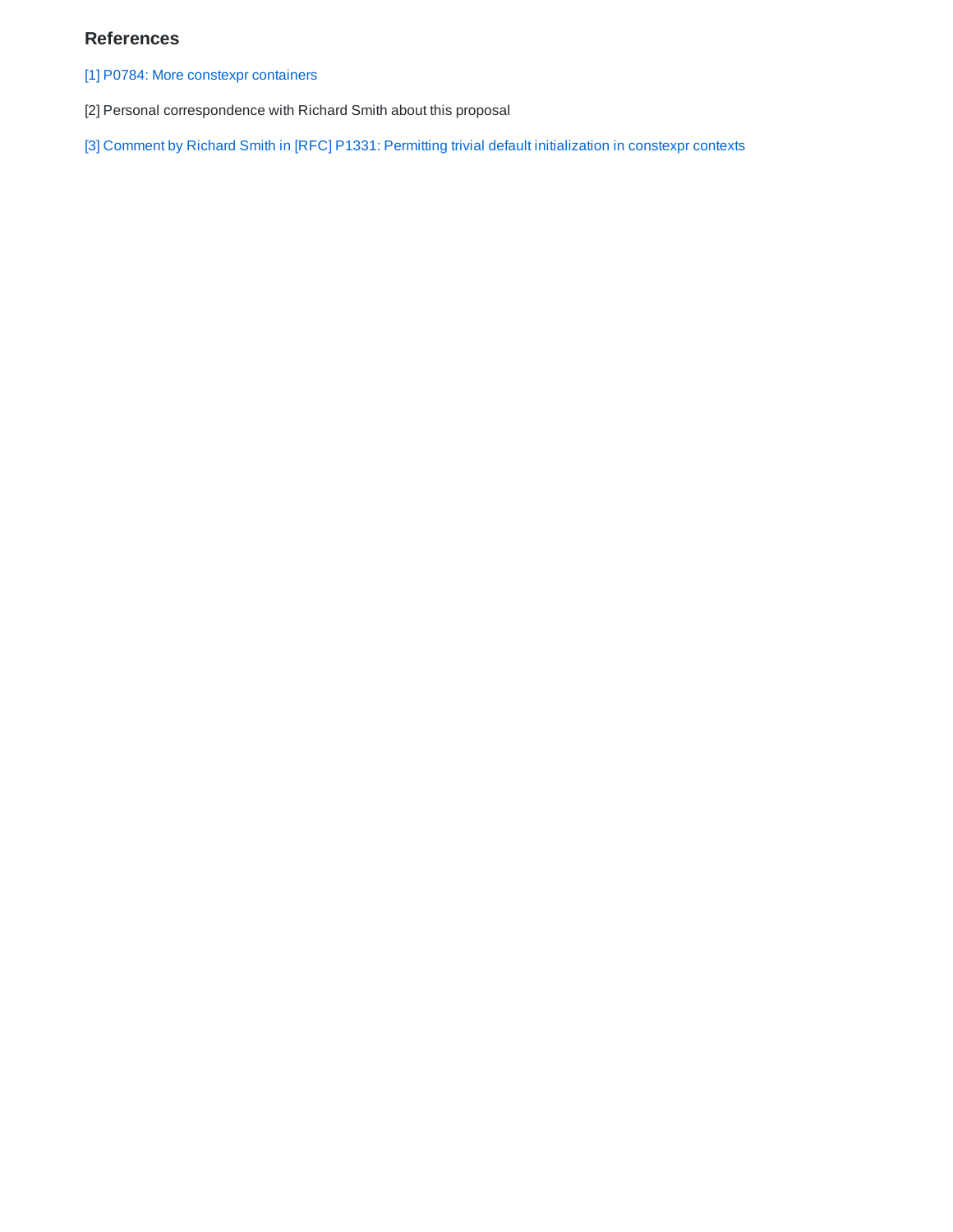### References

[1] P0784: More constexpr containers

[2] Personal correspondence with Richard Smith about this proposal

[3] Comment by Richard Smith in [RFC] P1331: Permitting trivial default initialization in constexpr contexts